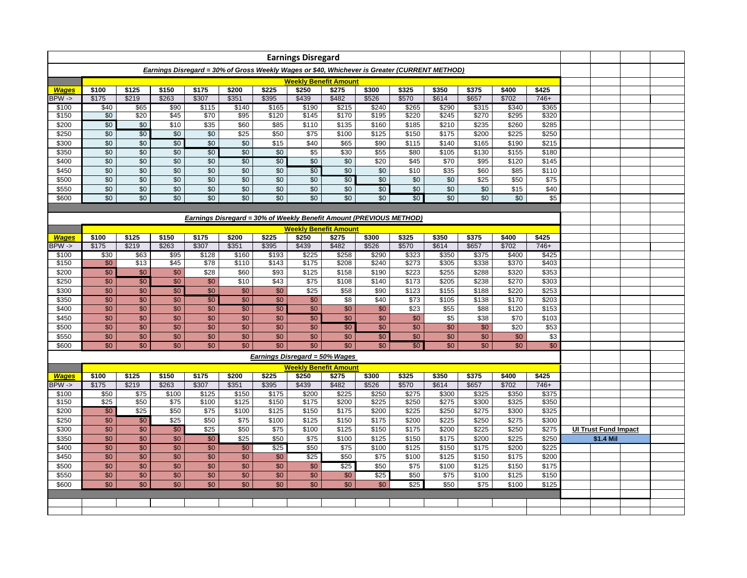# Earnings Disregard

### *Earnings Disregard = 30% of Gross Weekly Wages or $40, Whichever is Greater (CURRENT METHOD)*

| | Weekly Benefit Amount | | | | | | | | | | | | | |
|---|---|---|---|---|---|---|---|---|---|---|---|---|---|---|
| **Wages** | **$100** | **$125** | **$150** | **$175** | **$200** | **$225** | **$250** | **$275** | **$300** | **$325** | **$350** | **$375** | **$400** | **$425** |
| BPW -> | $175 | $219 | $263 | $307 | $351 | $395 | $439 | $482 | $526 | $570 | $614 | $657 | $702 | 746+ |
| $100 | $40 | $65 | $90 | $115 | $140 | $165 | $190 | $215 | $240 | $265 | $290 | $315 | $340 | $365 |
| $150 | $0 | $20 | $45 | $70 | $95 | $120 | $145 | $170 | $195 | $220 | $245 | $270 | $295 | $320 |
| $200 | $0 | $0 | $10 | $35 | $60 | $85 | $110 | $135 | $160 | $185 | $210 | $235 | $260 | $285 |
| $250 | $0 | $0 | $0 | $0 | $25 | $50 | $75 | $100 | $125 | $150 | $175 | $200 | $225 | $250 |
| $300 | $0 | $0 | $0 | $0 | $0 | $15 | $40 | $65 | $90 | $115 | $140 | $165 | $190 | $215 |
| $350 | $0 | $0 | $0 | $0 | $0 | $0 | $5 | $30 | $55 | $80 | $105 | $130 | $155 | $180 |
| $400 | $0 | $0 | $0 | $0 | $0 | $0 | $0 | $0 | $20 | $45 | $70 | $95 | $120 | $145 |
| $450 | $0 | $0 | $0 | $0 | $0 | $0 | $0 | $0 | $0 | $10 | $35 | $60 | $85 | $110 |
| $500 | $0 | $0 | $0 | $0 | $0 | $0 | $0 | $0 | $0 | $0 | $0 | $25 | $50 | $75 |
| $550 | $0 | $0 | $0 | $0 | $0 | $0 | $0 | $0 | $0 | $0 | $0 | $0 | $15 | $40 |
| $600 | $0 | $0 | $0 | $0 | $0 | $0 | $0 | $0 | $0 | $0 | $0 | $0 | $0 | $5 |

### *Earnings Disregard = 30% of Weekly Benefit Amount (PREVIOUS METHOD)*

| | Weekly Benefit Amount | | | | | | | | | | | | | |
|---|---|---|---|---|---|---|---|---|---|---|---|---|---|---|
| **Wages** | **$100** | **$125** | **$150** | **$175** | **$200** | **$225** | **$250** | **$275** | **$300** | **$325** | **$350** | **$375** | **$400** | **$425** |
| BPW -> | $175 | $219 | $263 | $307 | $351 | $395 | $439 | $482 | $526 | $570 | $614 | $657 | $702 | 746+ |
| $100 | $30 | $63 | $95 | $128 | $160 | $193 | $225 | $258 | $290 | $323 | $350 | $375 | $400 | $425 |
| $150 | $0 | $13 | $45 | $78 | $110 | $143 | $175 | $208 | $240 | $273 | $305 | $338 | $370 | $403 |
| $200 | $0 | $0 | $0 | $28 | $60 | $93 | $125 | $158 | $190 | $223 | $255 | $288 | $320 | $353 |
| $250 | $0 | $0 | $0 | $0 | $10 | $43 | $75 | $108 | $140 | $173 | $205 | $238 | $270 | $303 |
| $300 | $0 | $0 | $0 | $0 | $0 | $0 | $25 | $58 | $90 | $123 | $155 | $188 | $220 | $253 |
| $350 | $0 | $0 | $0 | $0 | $0 | $0 | $0 | $8 | $40 | $73 | $105 | $138 | $170 | $203 |
| $400 | $0 | $0 | $0 | $0 | $0 | $0 | $0 | $0 | $0 | $23 | $55 | $88 | $120 | $153 |
| $450 | $0 | $0 | $0 | $0 | $0 | $0 | $0 | $0 | $0 | $0 | $5 | $38 | $70 | $103 |
| $500 | $0 | $0 | $0 | $0 | $0 | $0 | $0 | $0 | $0 | $0 | $0 | $0 | $20 | $53 |
| $550 | $0 | $0 | $0 | $0 | $0 | $0 | $0 | $0 | $0 | $0 | $0 | $0 | $0 | $3 |
| $600 | $0 | $0 | $0 | $0 | $0 | $0 | $0 | $0 | $0 | $0 | $0 | $0 | $0 | $0 |

### *Earnings Disregard = 50% Wages*

| | Weekly Benefit Amount | | | | | | | | | | | | | |
|---|---|---|---|---|---|---|---|---|---|---|---|---|---|---|
| **Wages** | **$100** | **$125** | **$150** | **$175** | **$200** | **$225** | **$250** | **$275** | **$300** | **$325** | **$350** | **$375** | **$400** | **$425** |
| BPW -> | $175 | $219 | $263 | $307 | $351 | $395 | $439 | $482 | $526 | $570 | $614 | $657 | $702 | 746+ |
| $100 | $50 | $75 | $100 | $125 | $150 | $175 | $200 | $225 | $250 | $275 | $300 | $325 | $350 | $375 |
| $150 | $25 | $50 | $75 | $100 | $125 | $150 | $175 | $200 | $225 | $250 | $275 | $300 | $325 | $350 |
| $200 | $0 | $25 | $50 | $75 | $100 | $125 | $150 | $175 | $200 | $225 | $250 | $275 | $300 | $325 |
| $250 | $0 | $0 | $25 | $50 | $75 | $100 | $125 | $150 | $175 | $200 | $225 | $250 | $275 | $300 |
| $300 | $0 | $0 | $0 | $25 | $50 | $75 | $100 | $125 | $150 | $175 | $200 | $225 | $250 | $275 |
| $350 | $0 | $0 | $0 | $0 | $25 | $50 | $75 | $100 | $125 | $150 | $175 | $200 | $225 | $250 |
| $400 | $0 | $0 | $0 | $0 | $0 | $25 | $50 | $75 | $100 | $125 | $150 | $175 | $200 | $225 |
| $450 | $0 | $0 | $0 | $0 | $0 | $0 | $25 | $50 | $75 | $100 | $125 | $150 | $175 | $200 |
| $500 | $0 | $0 | $0 | $0 | $0 | $0 | $0 | $25 | $50 | $75 | $100 | $125 | $150 | $175 |
| $550 | $0 | $0 | $0 | $0 | $0 | $0 | $0 | $0 | $25 | $50 | $75 | $100 | $125 | $150 |
| $600 | $0 | $0 | $0 | $0 | $0 | $0 | $0 | $0 | $0 | $25 | $50 | $75 | $100 | $125 |

| UI Trust Fund Impact |
|---|
| **$1.4 Mil** |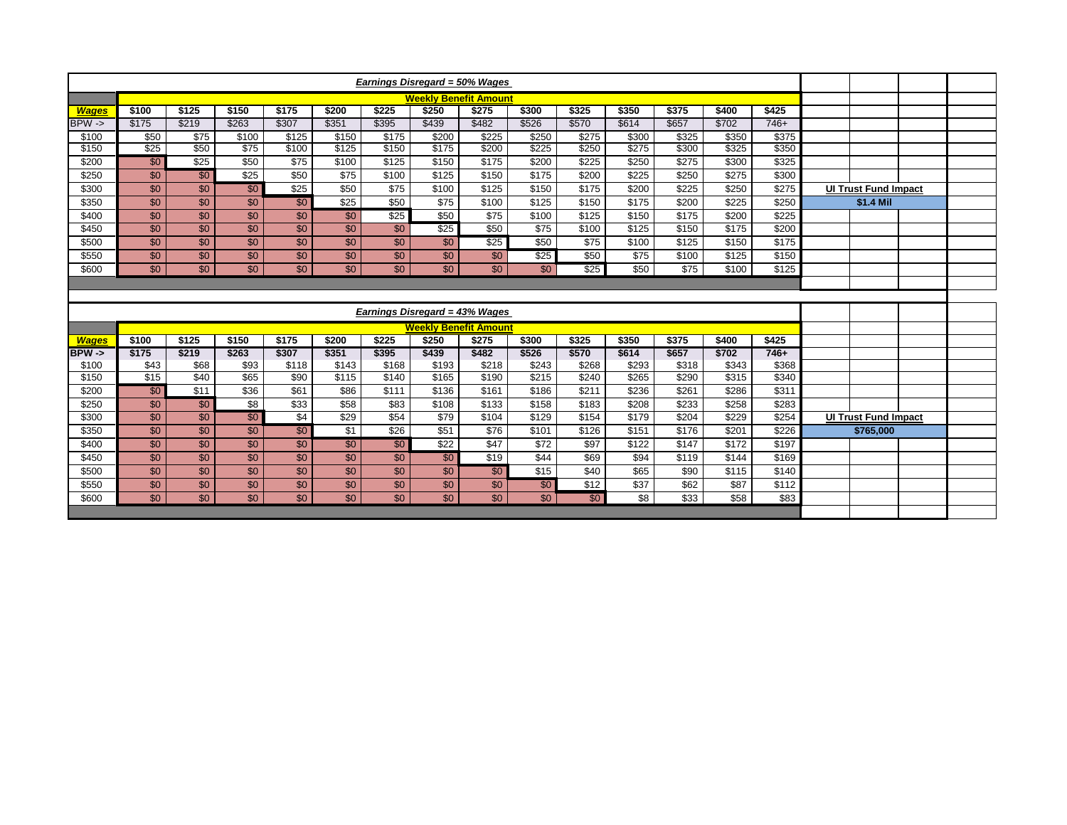## *Earnings Disregard = 50% Wages*

| Wages | Weekly Benefit Amount | | | | | | | | | | | | | |
|---|---|---|---|---|---|---|---|---|---|---|---|---|---|---|
| | $100 | $125 | $150 | $175 | $200 | $225 | $250 | $275 | $300 | $325 | $350 | $375 | $400 | $425 |
| BPW -> | $175 | $219 | $263 | $307 | $351 | $395 | $439 | $482 | $526 | $570 | $614 | $657 | $702 | 746+ |
| $100 | $50 | $75 | $100 | $125 | $150 | $175 | $200 | $225 | $250 | $275 | $300 | $325 | $350 | $375 |
| $150 | $25 | $50 | $75 | $100 | $125 | $150 | $175 | $200 | $225 | $250 | $275 | $300 | $325 | $350 |
| $200 | $0 | $25 | $50 | $75 | $100 | $125 | $150 | $175 | $200 | $225 | $250 | $275 | $300 | $325 |
| $250 | $0 | $0 | $25 | $50 | $75 | $100 | $125 | $150 | $175 | $200 | $225 | $250 | $275 | $300 |
| $300 | $0 | $0 | $0 | $25 | $50 | $75 | $100 | $125 | $150 | $175 | $200 | $225 | $250 | $275 |
| $350 | $0 | $0 | $0 | $0 | $25 | $50 | $75 | $100 | $125 | $150 | $175 | $200 | $225 | $250 |
| $400 | $0 | $0 | $0 | $0 | $0 | $25 | $50 | $75 | $100 | $125 | $150 | $175 | $200 | $225 |
| $450 | $0 | $0 | $0 | $0 | $0 | $0 | $25 | $50 | $75 | $100 | $125 | $150 | $175 | $200 |
| $500 | $0 | $0 | $0 | $0 | $0 | $0 | $0 | $25 | $50 | $75 | $100 | $125 | $150 | $175 |
| $550 | $0 | $0 | $0 | $0 | $0 | $0 | $0 | $0 | $25 | $50 | $75 | $100 | $125 | $150 |
| $600 | $0 | $0 | $0 | $0 | $0 | $0 | $0 | $0 | $0 | $25 | $50 | $75 | $100 | $125 |

**UI Trust Fund Impact**

**$1.4 Mil**

## *Earnings Disregard = 43% Wages*

| Wages | Weekly Benefit Amount | | | | | | | | | | | | | |
|---|---|---|---|---|---|---|---|---|---|---|---|---|---|---|
| | $100 | $125 | $150 | $175 | $200 | $225 | $250 | $275 | $300 | $325 | $350 | $375 | $400 | $425 |
| BPW -> | $175 | $219 | $263 | $307 | $351 | $395 | $439 | $482 | $526 | $570 | $614 | $657 | $702 | 746+ |
| $100 | $43 | $68 | $93 | $118 | $143 | $168 | $193 | $218 | $243 | $268 | $293 | $318 | $343 | $368 |
| $150 | $15 | $40 | $65 | $90 | $115 | $140 | $165 | $190 | $215 | $240 | $265 | $290 | $315 | $340 |
| $200 | $0 | $11 | $36 | $61 | $86 | $111 | $136 | $161 | $186 | $211 | $236 | $261 | $286 | $311 |
| $250 | $0 | $0 | $8 | $33 | $58 | $83 | $108 | $133 | $158 | $183 | $208 | $233 | $258 | $283 |
| $300 | $0 | $0 | $0 | $4 | $29 | $54 | $79 | $104 | $129 | $154 | $179 | $204 | $229 | $254 |
| $350 | $0 | $0 | $0 | $0 | $1 | $26 | $51 | $76 | $101 | $126 | $151 | $176 | $201 | $226 |
| $400 | $0 | $0 | $0 | $0 | $0 | $0 | $22 | $47 | $72 | $97 | $122 | $147 | $172 | $197 |
| $450 | $0 | $0 | $0 | $0 | $0 | $0 | $0 | $19 | $44 | $69 | $94 | $119 | $144 | $169 |
| $500 | $0 | $0 | $0 | $0 | $0 | $0 | $0 | $0 | $15 | $40 | $65 | $90 | $115 | $140 |
| $550 | $0 | $0 | $0 | $0 | $0 | $0 | $0 | $0 | $0 | $12 | $37 | $62 | $87 | $112 |
| $600 | $0 | $0 | $0 | $0 | $0 | $0 | $0 | $0 | $0 | $0 | $8 | $33 | $58 | $83 |

**UI Trust Fund Impact**

**$765,000**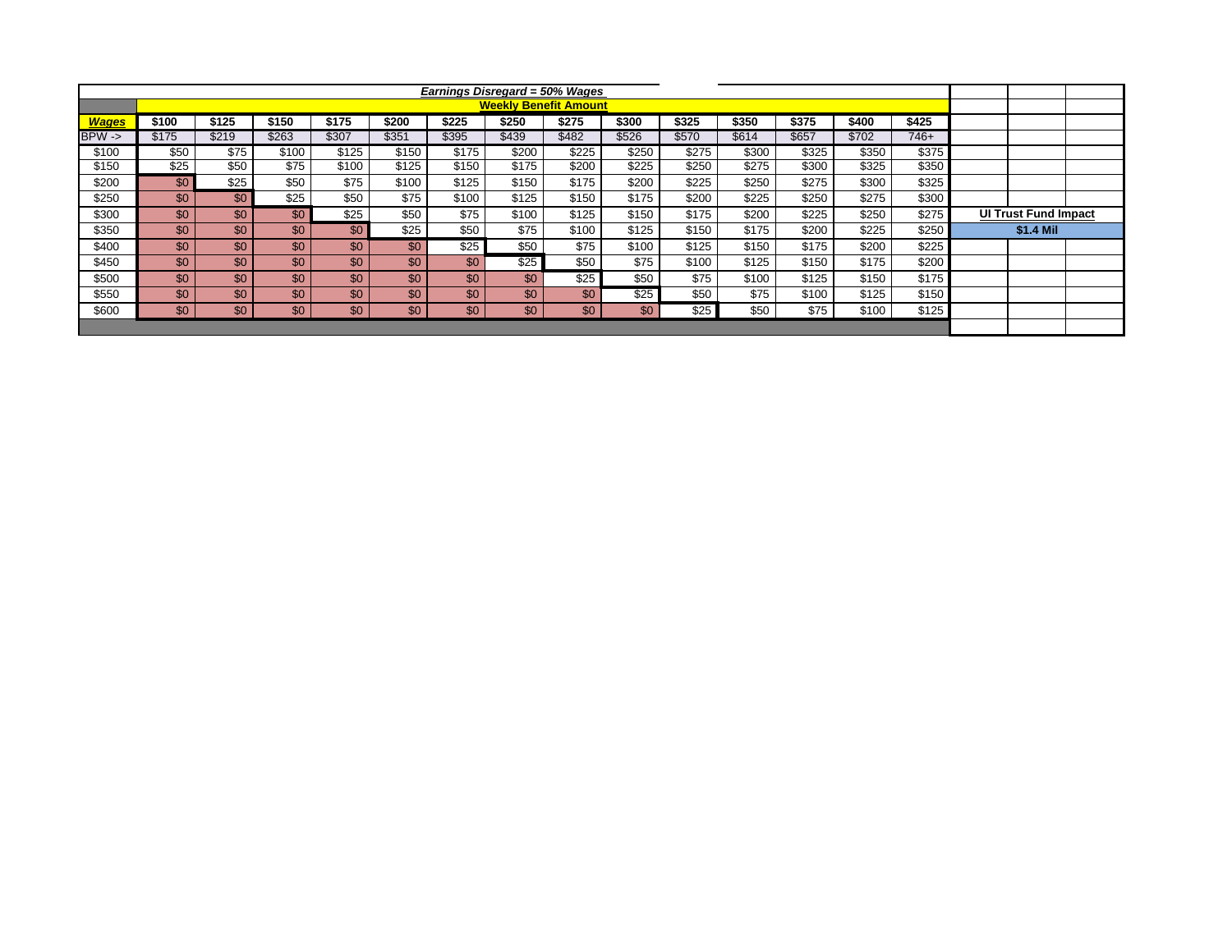| | | | | | | | | | | | | | | | | |
|---|---|---|---|---|---|---|---|---|---|---|---|---|---|---|---|---|
| ***Earnings Disregard = 50% Wages*** | | | | | | | | | | | | | | | | |
| | **Weekly Benefit Amount** | | | | | | | | | | | | | | | |
| ***Wages*** | **$100** | **$125** | **$150** | **$175** | **$200** | **$225** | **$250** | **$275** | **$300** | **$325** | **$350** | **$375** | **$400** | **$425** | | |
| BPW -> | $175 | $219 | $263 | $307 | $351 | $395 | $439 | $482 | $526 | $570 | $614 | $657 | $702 | 746+ | | |
| $100 | $50 | $75 | $100 | $125 | $150 | $175 | $200 | $225 | $250 | $275 | $300 | $325 | $350 | $375 | | |
| $150 | $25 | $50 | $75 | $100 | $125 | $150 | $175 | $200 | $225 | $250 | $275 | $300 | $325 | $350 | | |
| $200 | $0 | $25 | $50 | $75 | $100 | $125 | $150 | $175 | $200 | $225 | $250 | $275 | $300 | $325 | | |
| $250 | $0 | $0 | $25 | $50 | $75 | $100 | $125 | $150 | $175 | $200 | $225 | $250 | $275 | $300 | | |
| $300 | $0 | $0 | $0 | $25 | $50 | $75 | $100 | $125 | $150 | $175 | $200 | $225 | $250 | $275 | **UI Trust Fund Impact** | |
| $350 | $0 | $0 | $0 | $0 | $25 | $50 | $75 | $100 | $125 | $150 | $175 | $200 | $225 | $250 | **$1.4 Mil** | |
| $400 | $0 | $0 | $0 | $0 | $0 | $25 | $50 | $75 | $100 | $125 | $150 | $175 | $200 | $225 | | |
| $450 | $0 | $0 | $0 | $0 | $0 | $0 | $25 | $50 | $75 | $100 | $125 | $150 | $175 | $200 | | |
| $500 | $0 | $0 | $0 | $0 | $0 | $0 | $0 | $25 | $50 | $75 | $100 | $125 | $150 | $175 | | |
| $550 | $0 | $0 | $0 | $0 | $0 | $0 | $0 | $0 | $25 | $50 | $75 | $100 | $125 | $150 | | |
| $600 | $0 | $0 | $0 | $0 | $0 | $0 | $0 | $0 | $0 | $25 | $50 | $75 | $100 | $125 | | |